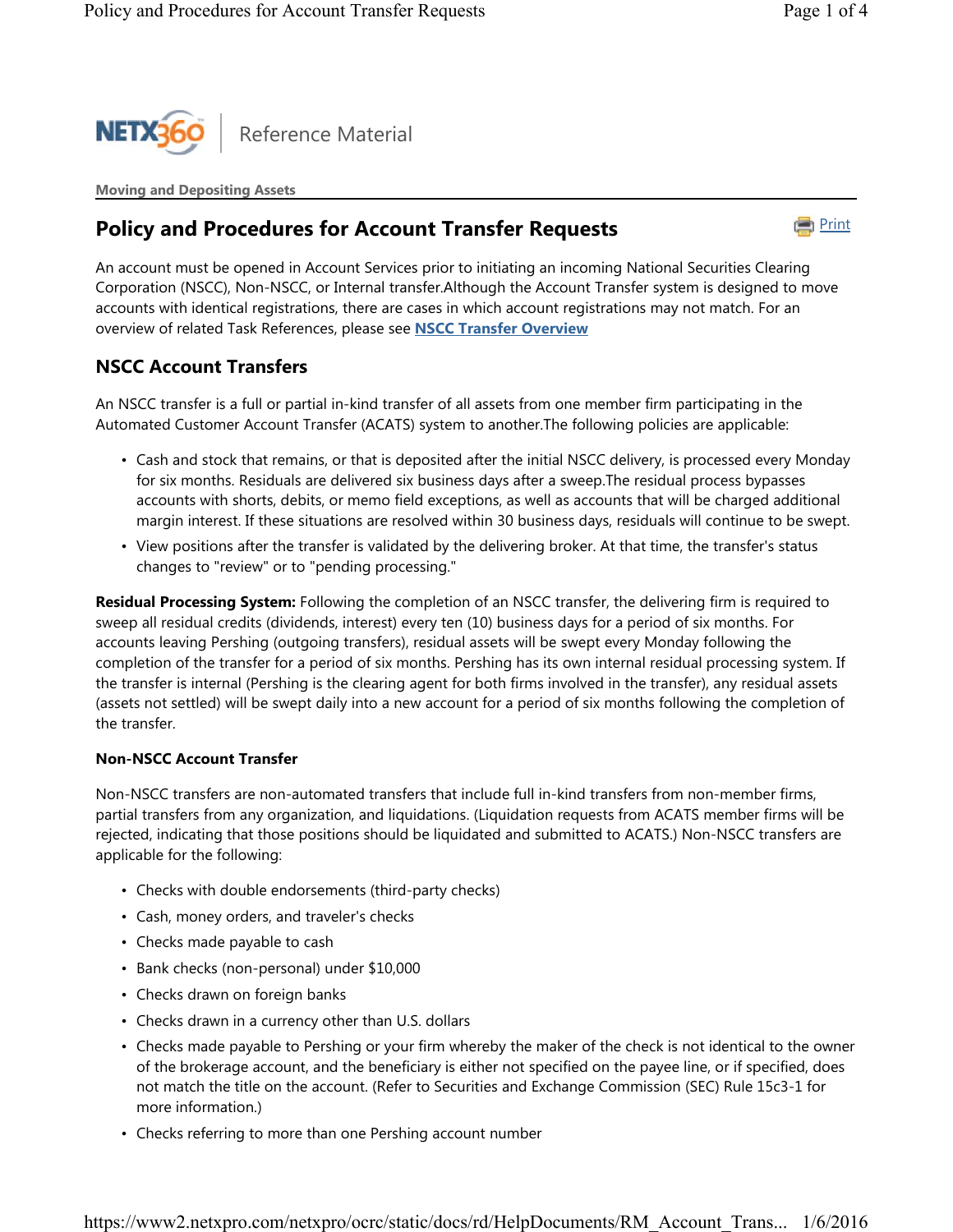NETX360 | Reference Material

**Moving and Depositing Assets**

# Policy and Procedures for Account Transfer Requests

An account must be opened in Account Services prior to initiating an incoming National Securities Clearing Corporation (NSCC), Non-NSCC, or Internal transfer.Although the Account Transfer system is designed to move accounts with identical registrations, there are cases in which account registrations may not match. For an overview of related Task References, please see **NSCC Transfer Overview**

## NSCC Account Transfers

An NSCC transfer is a full or partial in-kind transfer of all assets from one member firm participating in the Automated Customer Account Transfer (ACATS) system to another.The following policies are applicable:

- Cash and stock that remains, or that is deposited after the initial NSCC delivery, is processed every Monday for six months. Residuals are delivered six business days after a sweep.The residual process bypasses accounts with shorts, debits, or memo field exceptions, as well as accounts that will be charged additional margin interest. If these situations are resolved within 30 business days, residuals will continue to be swept.
- View positions after the transfer is validated by the delivering broker. At that time, the transfer's status changes to "review" or to "pending processing."

**Residual Processing System:** Following the completion of an NSCC transfer, the delivering firm is required to sweep all residual credits (dividends, interest) every ten (10) business days for a period of six months. For accounts leaving Pershing (outgoing transfers), residual assets will be swept every Monday following the completion of the transfer for a period of six months. Pershing has its own internal residual processing system. If the transfer is internal (Pershing is the clearing agent for both firms involved in the transfer), any residual assets (assets not settled) will be swept daily into a new account for a period of six months following the completion of the transfer.

### Non-NSCC Account Transfer

Non-NSCC transfers are non-automated transfers that include full in-kind transfers from non-member firms, partial transfers from any organization, and liquidations. (Liquidation requests from ACATS member firms will be rejected, indicating that those positions should be liquidated and submitted to ACATS.) Non-NSCC transfers are applicable for the following:

- Checks with double endorsements (third-party checks)
- Cash, money orders, and traveler's checks
- Checks made payable to cash
- Bank checks (non-personal) under $10,000
- Checks drawn on foreign banks
- Checks drawn in a currency other than U.S. dollars
- Checks made payable to Pershing or your firm whereby the maker of the check is not identical to the owner of the brokerage account, and the beneficiary is either not specified on the payee line, or if specified, does not match the title on the account. (Refer to Securities and Exchange Commission (SEC) Rule 15c3-1 for more information.)
- Checks referring to more than one Pershing account number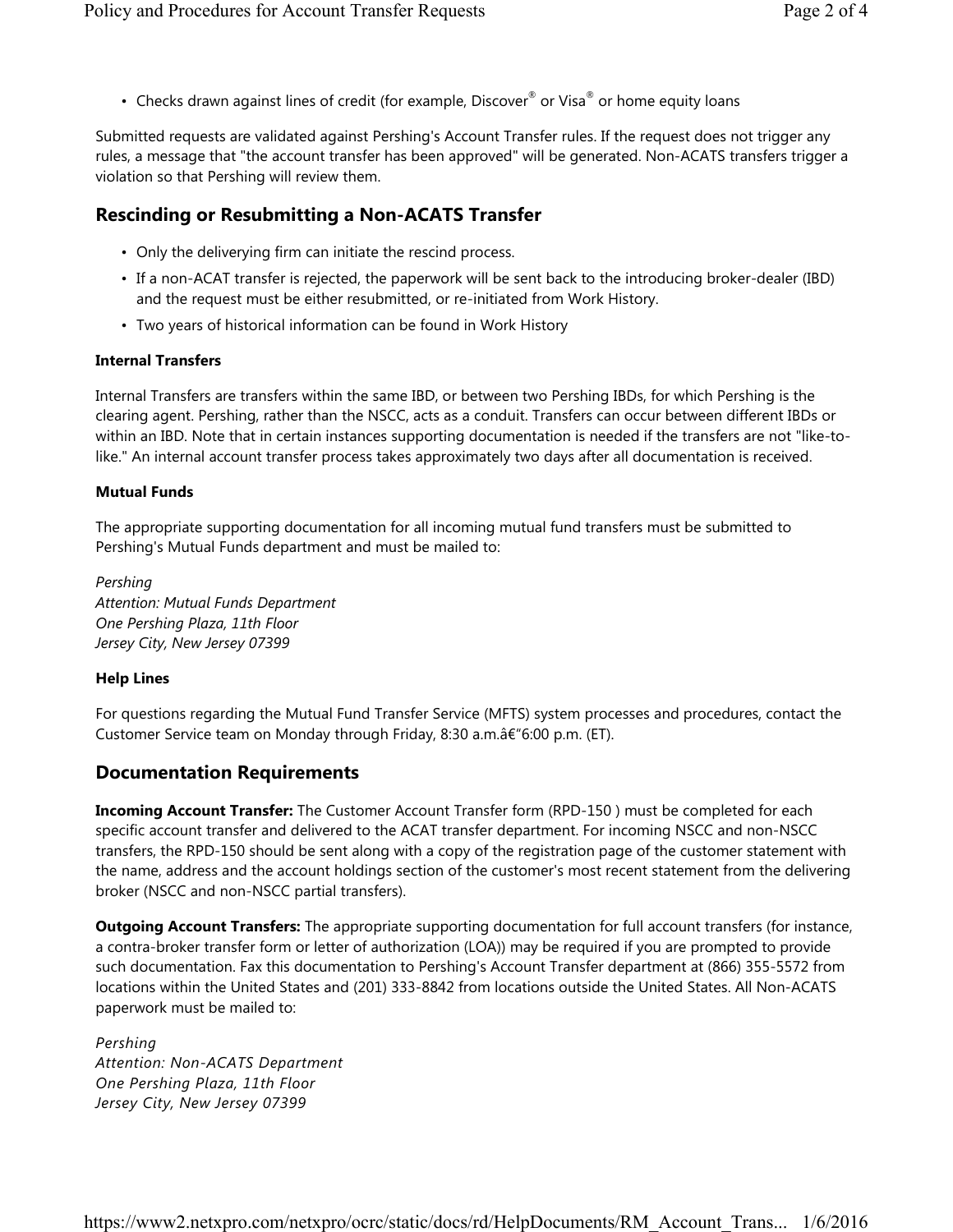- Checks drawn against lines of credit (for example, Discover® or Visa® or home equity loans

Submitted requests are validated against Pershing's Account Transfer rules. If the request does not trigger any rules, a message that "the account transfer has been approved" will be generated. Non-ACATS transfers trigger a violation so that Pershing will review them.

## Rescinding or Resubmitting a Non-ACATS Transfer

- Only the deliverying firm can initiate the rescind process.
- If a non-ACAT transfer is rejected, the paperwork will be sent back to the introducing broker-dealer (IBD) and the request must be either resubmitted, or re-initiated from Work History.
- Two years of historical information can be found in Work History

### Internal Transfers

Internal Transfers are transfers within the same IBD, or between two Pershing IBDs, for which Pershing is the clearing agent. Pershing, rather than the NSCC, acts as a conduit. Transfers can occur between different IBDs or within an IBD. Note that in certain instances supporting documentation is needed if the transfers are not "like-to-like." An internal account transfer process takes approximately two days after all documentation is received.

### Mutual Funds

The appropriate supporting documentation for all incoming mutual fund transfers must be submitted to Pershing's Mutual Funds department and must be mailed to:

*Pershing*  
*Attention: Mutual Funds Department*  
*One Pershing Plaza, 11th Floor*  
*Jersey City, New Jersey 07399*

### Help Lines

For questions regarding the Mutual Fund Transfer Service (MFTS) system processes and procedures, contact the Customer Service team on Monday through Friday, 8:30 a.m.â€"6:00 p.m. (ET).

## Documentation Requirements

**Incoming Account Transfer:** The Customer Account Transfer form (RPD-150 ) must be completed for each specific account transfer and delivered to the ACAT transfer department. For incoming NSCC and non-NSCC transfers, the RPD-150 should be sent along with a copy of the registration page of the customer statement with the name, address and the account holdings section of the customer's most recent statement from the delivering broker (NSCC and non-NSCC partial transfers).

**Outgoing Account Transfers:** The appropriate supporting documentation for full account transfers (for instance, a contra-broker transfer form or letter of authorization (LOA)) may be required if you are prompted to provide such documentation. Fax this documentation to Pershing's Account Transfer department at (866) 355-5572 from locations within the United States and (201) 333-8842 from locations outside the United States. All Non-ACATS paperwork must be mailed to:

*Pershing*  
*Attention: Non-ACATS Department*  
*One Pershing Plaza, 11th Floor*  
*Jersey City, New Jersey 07399*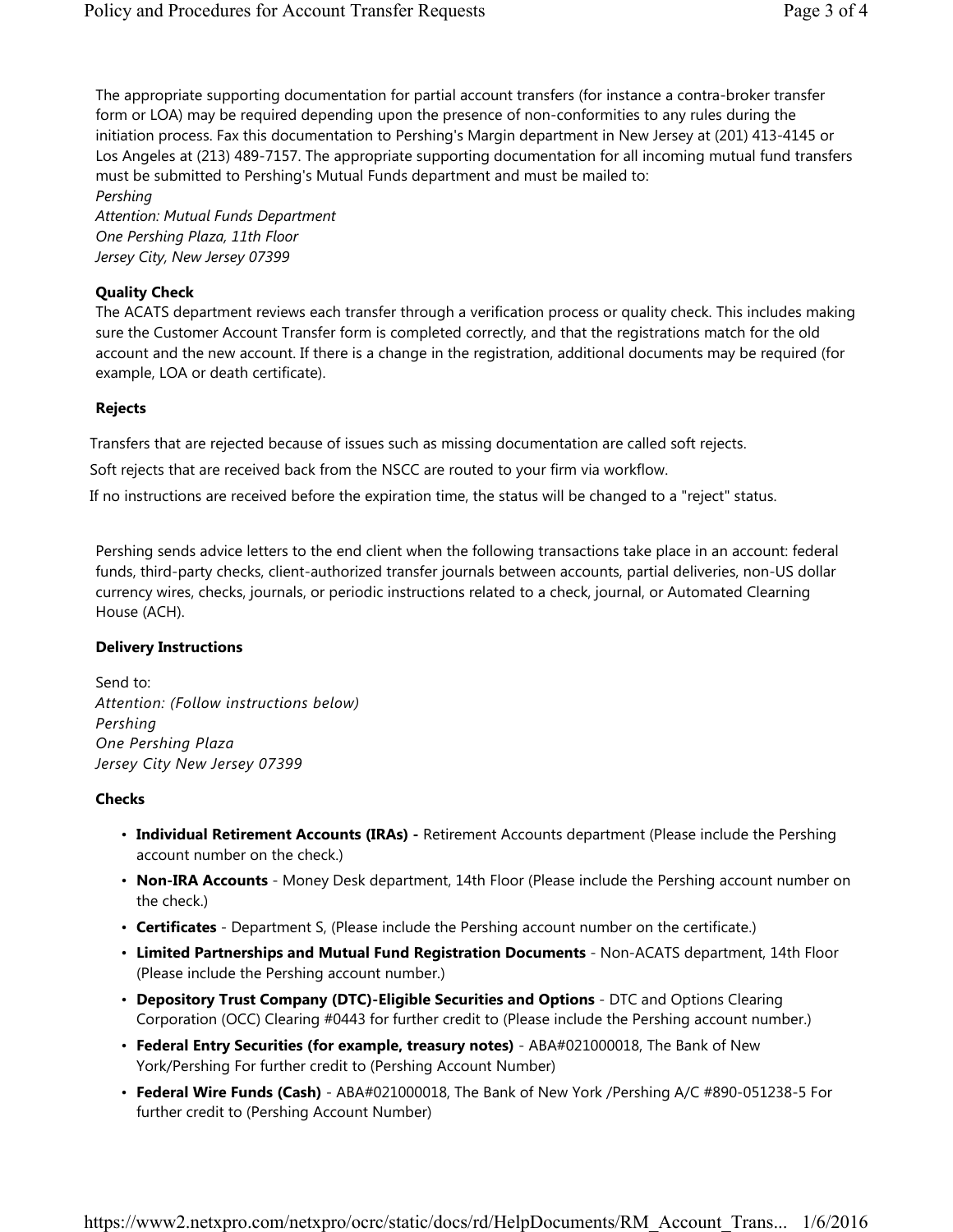The appropriate supporting documentation for partial account transfers (for instance a contra-broker transfer form or LOA) may be required depending upon the presence of non-conformities to any rules during the initiation process. Fax this documentation to Pershing's Margin department in New Jersey at (201) 413-4145 or Los Angeles at (213) 489-7157. The appropriate supporting documentation for all incoming mutual fund transfers must be submitted to Pershing's Mutual Funds department and must be mailed to:

*Pershing*
*Attention: Mutual Funds Department*
*One Pershing Plaza, 11th Floor*
*Jersey City, New Jersey 07399*

**Quality Check**

The ACATS department reviews each transfer through a verification process or quality check. This includes making sure the Customer Account Transfer form is completed correctly, and that the registrations match for the old account and the new account. If there is a change in the registration, additional documents may be required (for example, LOA or death certificate).

**Rejects**

Transfers that are rejected because of issues such as missing documentation are called soft rejects.

Soft rejects that are received back from the NSCC are routed to your firm via workflow.

If no instructions are received before the expiration time, the status will be changed to a "reject" status.

Pershing sends advice letters to the end client when the following transactions take place in an account: federal funds, third-party checks, client-authorized transfer journals between accounts, partial deliveries, non-US dollar currency wires, checks, journals, or periodic instructions related to a check, journal, or Automated Clearning House (ACH).

**Delivery Instructions**

Send to:
*Attention: (Follow instructions below)*
*Pershing*
*One Pershing Plaza*
*Jersey City New Jersey 07399*

**Checks**

- **Individual Retirement Accounts (IRAs) -** Retirement Accounts department (Please include the Pershing account number on the check.)
- **Non-IRA Accounts** - Money Desk department, 14th Floor (Please include the Pershing account number on the check.)
- **Certificates** - Department S, (Please include the Pershing account number on the certificate.)
- **Limited Partnerships and Mutual Fund Registration Documents** - Non-ACATS department, 14th Floor (Please include the Pershing account number.)
- **Depository Trust Company (DTC)-Eligible Securities and Options** - DTC and Options Clearing Corporation (OCC) Clearing #0443 for further credit to (Please include the Pershing account number.)
- **Federal Entry Securities (for example, treasury notes)** - ABA#021000018, The Bank of New York/Pershing For further credit to (Pershing Account Number)
- **Federal Wire Funds (Cash)** - ABA#021000018, The Bank of New York /Pershing A/C #890-051238-5 For further credit to (Pershing Account Number)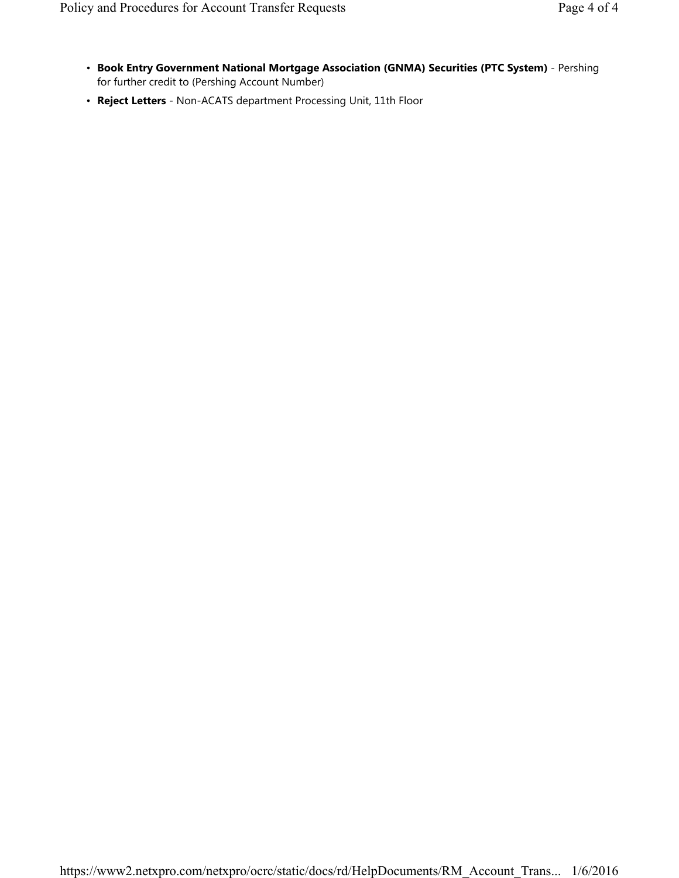- **Book Entry Government National Mortgage Association (GNMA) Securities (PTC System)** - Pershing for further credit to (Pershing Account Number)
- **Reject Letters** - Non-ACATS department Processing Unit, 11th Floor